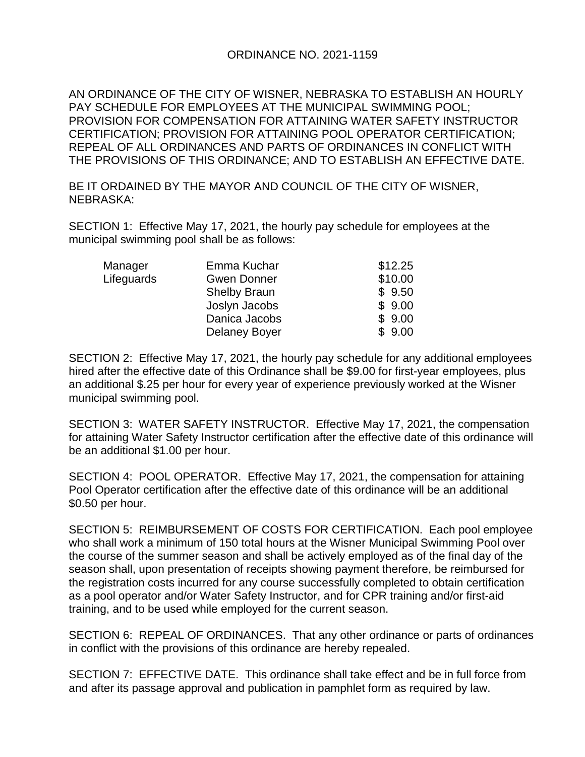# ORDINANCE NO. 2021-1159

AN ORDINANCE OF THE CITY OF WISNER, NEBRASKA TO ESTABLISH AN HOURLY PAY SCHEDULE FOR EMPLOYEES AT THE MUNICIPAL SWIMMING POOL; PROVISION FOR COMPENSATION FOR ATTAINING WATER SAFETY INSTRUCTOR CERTIFICATION; PROVISION FOR ATTAINING POOL OPERATOR CERTIFICATION; REPEAL OF ALL ORDINANCES AND PARTS OF ORDINANCES IN CONFLICT WITH THE PROVISIONS OF THIS ORDINANCE; AND TO ESTABLISH AN EFFECTIVE DATE.

BE IT ORDAINED BY THE MAYOR AND COUNCIL OF THE CITY OF WISNER, NEBRASKA:

SECTION 1: Effective May 17, 2021, the hourly pay schedule for employees at the municipal swimming pool shall be as follows:

| | | |
|---|---|---|
| Manager | Emma Kuchar | $12.25 |
| Lifeguards | Gwen Donner | $10.00 |
| | Shelby Braun | $ 9.50 |
| | Joslyn Jacobs | $ 9.00 |
| | Danica Jacobs | $ 9.00 |
| | Delaney Boyer | $ 9.00 |

SECTION 2: Effective May 17, 2021, the hourly pay schedule for any additional employees hired after the effective date of this Ordinance shall be $9.00 for first-year employees, plus an additional $.25 per hour for every year of experience previously worked at the Wisner municipal swimming pool.

SECTION 3: WATER SAFETY INSTRUCTOR. Effective May 17, 2021, the compensation for attaining Water Safety Instructor certification after the effective date of this ordinance will be an additional $1.00 per hour.

SECTION 4: POOL OPERATOR. Effective May 17, 2021, the compensation for attaining Pool Operator certification after the effective date of this ordinance will be an additional $0.50 per hour.

SECTION 5: REIMBURSEMENT OF COSTS FOR CERTIFICATION. Each pool employee who shall work a minimum of 150 total hours at the Wisner Municipal Swimming Pool over the course of the summer season and shall be actively employed as of the final day of the season shall, upon presentation of receipts showing payment therefore, be reimbursed for the registration costs incurred for any course successfully completed to obtain certification as a pool operator and/or Water Safety Instructor, and for CPR training and/or first-aid training, and to be used while employed for the current season.

SECTION 6: REPEAL OF ORDINANCES. That any other ordinance or parts of ordinances in conflict with the provisions of this ordinance are hereby repealed.

SECTION 7: EFFECTIVE DATE. This ordinance shall take effect and be in full force from and after its passage approval and publication in pamphlet form as required by law.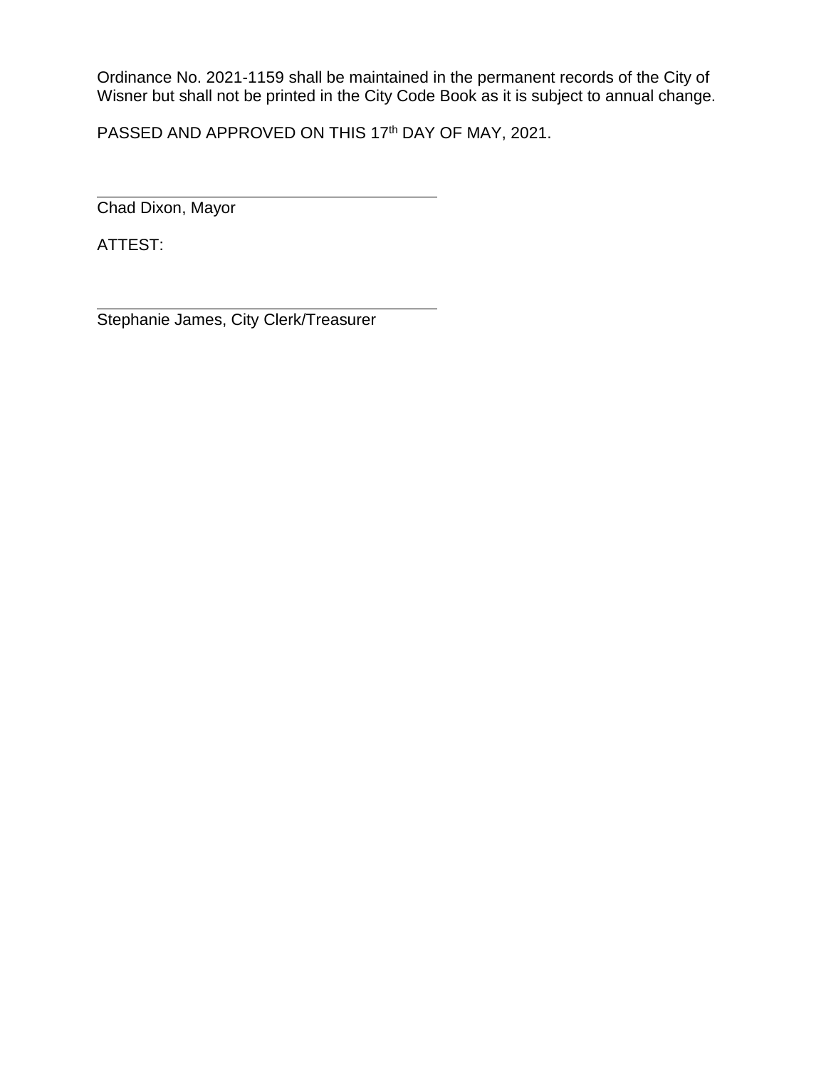Ordinance No. 2021-1159 shall be maintained in the permanent records of the City of Wisner but shall not be printed in the City Code Book as it is subject to annual change.

PASSED AND APPROVED ON THIS 17th DAY OF MAY, 2021.

\_\_\_\_\_\_\_\_\_\_\_\_\_\_\_\_\_\_\_\_\_\_\_\_\_\_\_\_\_\_\_\_\_\_\_\_\_\_\_\_

Chad Dixon, Mayor

ATTEST:

\_\_\_\_\_\_\_\_\_\_\_\_\_\_\_\_\_\_\_\_\_\_\_\_\_\_\_\_\_\_\_\_\_\_\_\_\_\_\_\_

Stephanie James, City Clerk/Treasurer